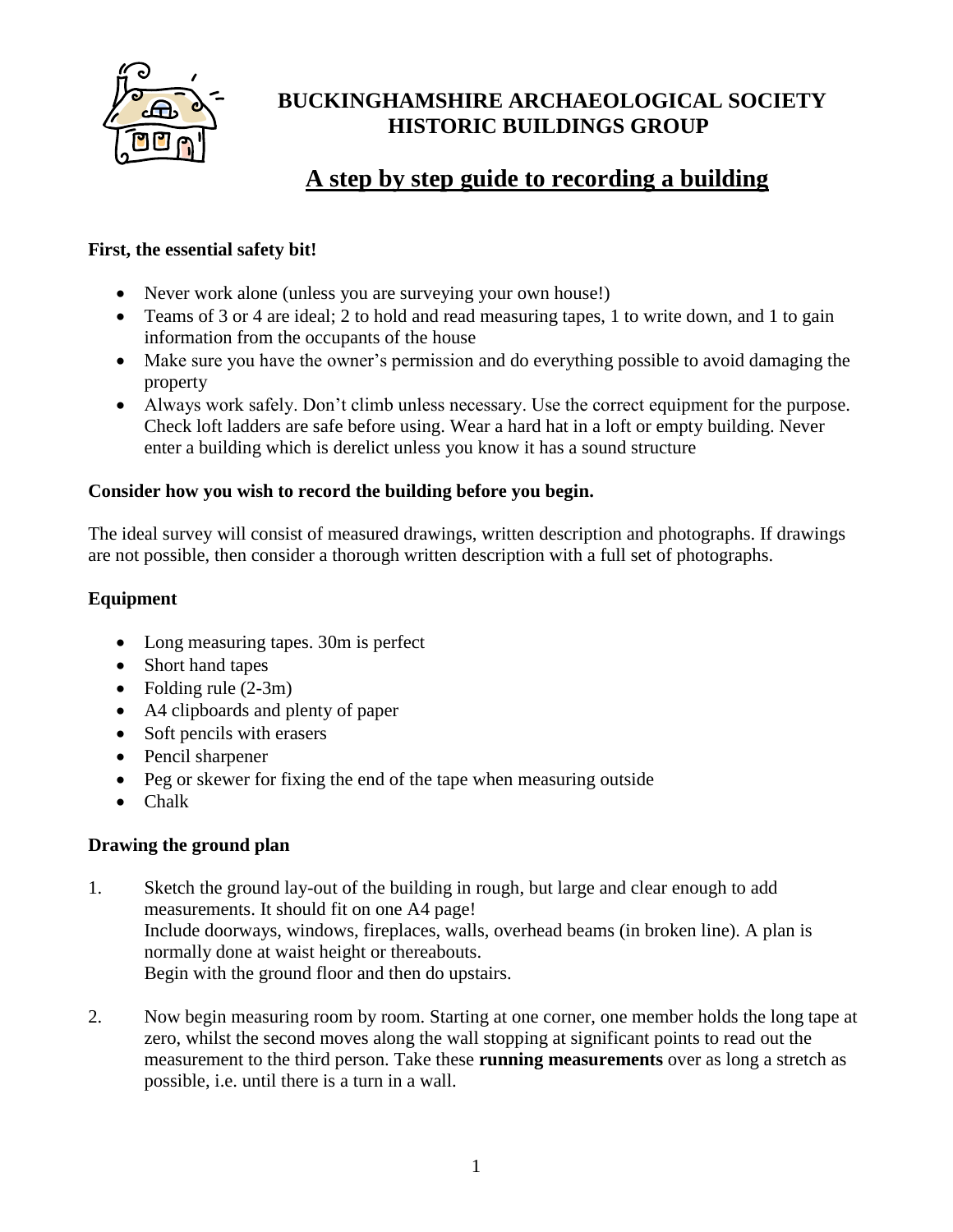# BUCKINGHAMSHIRE ARCHAEOLOGICAL SOCIETY
# HISTORIC BUILDINGS GROUP

## A step by step guide to recording a building

**First, the essential safety bit!**

- Never work alone (unless you are surveying your own house!)
- Teams of 3 or 4 are ideal; 2 to hold and read measuring tapes, 1 to write down, and 1 to gain information from the occupants of the house
- Make sure you have the owner's permission and do everything possible to avoid damaging the property
- Always work safely. Don't climb unless necessary. Use the correct equipment for the purpose. Check loft ladders are safe before using. Wear a hard hat in a loft or empty building. Never enter a building which is derelict unless you know it has a sound structure

**Consider how you wish to record the building before you begin.**

The ideal survey will consist of measured drawings, written description and photographs. If drawings are not possible, then consider a thorough written description with a full set of photographs.

### Equipment

- Long measuring tapes. 30m is perfect
- Short hand tapes
- Folding rule (2-3m)
- A4 clipboards and plenty of paper
- Soft pencils with erasers
- Pencil sharpener
- Peg or skewer for fixing the end of the tape when measuring outside
- Chalk

### Drawing the ground plan

1. Sketch the ground lay-out of the building in rough, but large and clear enough to add measurements. It should fit on one A4 page!
   Include doorways, windows, fireplaces, walls, overhead beams (in broken line). A plan is normally done at waist height or thereabouts.
   Begin with the ground floor and then do upstairs.

2. Now begin measuring room by room. Starting at one corner, one member holds the long tape at zero, whilst the second moves along the wall stopping at significant points to read out the measurement to the third person. Take these **running measurements** over as long a stretch as possible, i.e. until there is a turn in a wall.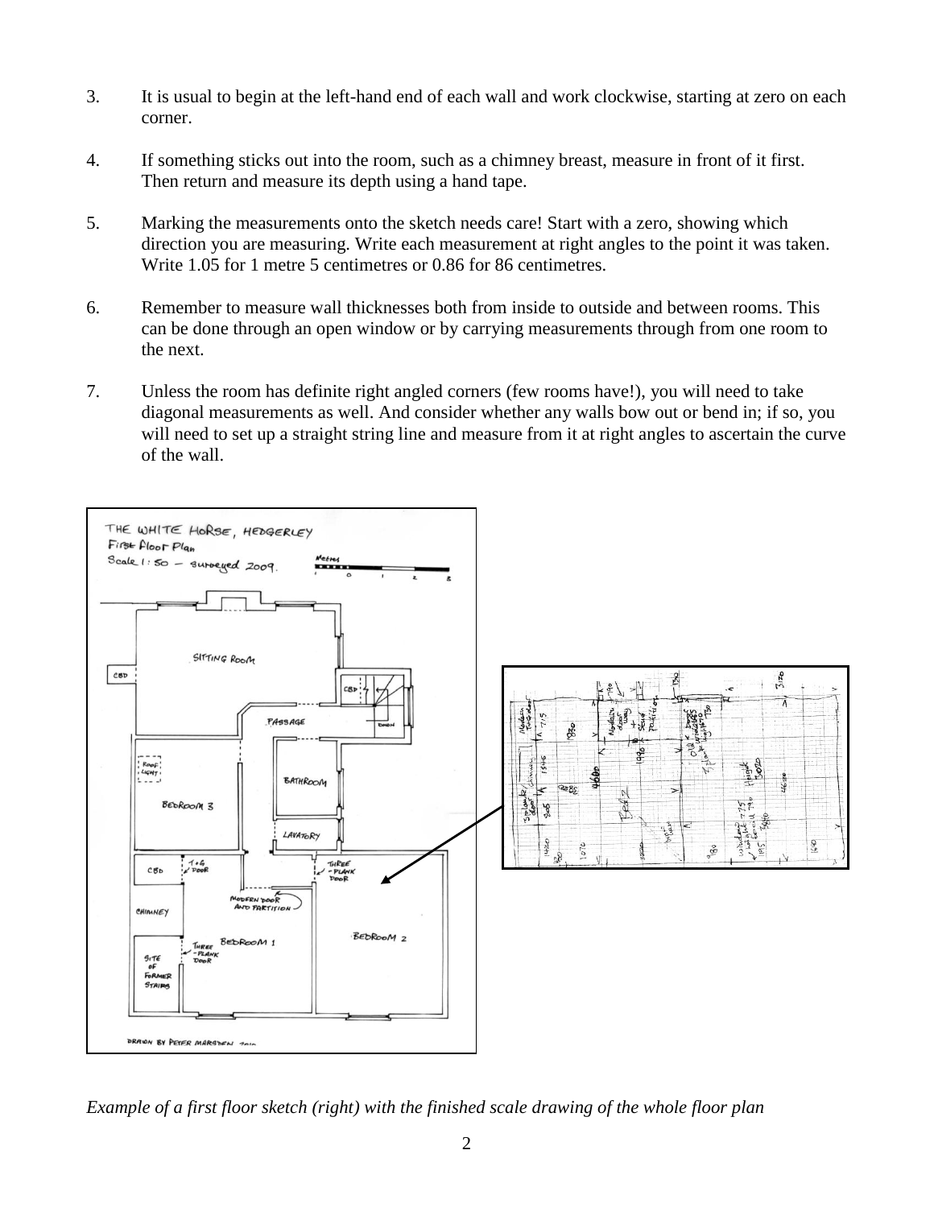3. It is usual to begin at the left-hand end of each wall and work clockwise, starting at zero on each corner.

4. If something sticks out into the room, such as a chimney breast, measure in front of it first. Then return and measure its depth using a hand tape.

5. Marking the measurements onto the sketch needs care! Start with a zero, showing which direction you are measuring. Write each measurement at right angles to the point it was taken. Write 1.05 for 1 metre 5 centimetres or 0.86 for 86 centimetres.

6. Remember to measure wall thicknesses both from inside to outside and between rooms. This can be done through an open window or by carrying measurements through from one room to the next.

7. Unless the room has definite right angled corners (few rooms have!), you will need to take diagonal measurements as well. And consider whether any walls bow out or bend in; if so, you will need to set up a straight string line and measure from it at right angles to ascertain the curve of the wall.

*Example of a first floor sketch (right) with the finished scale drawing of the whole floor plan*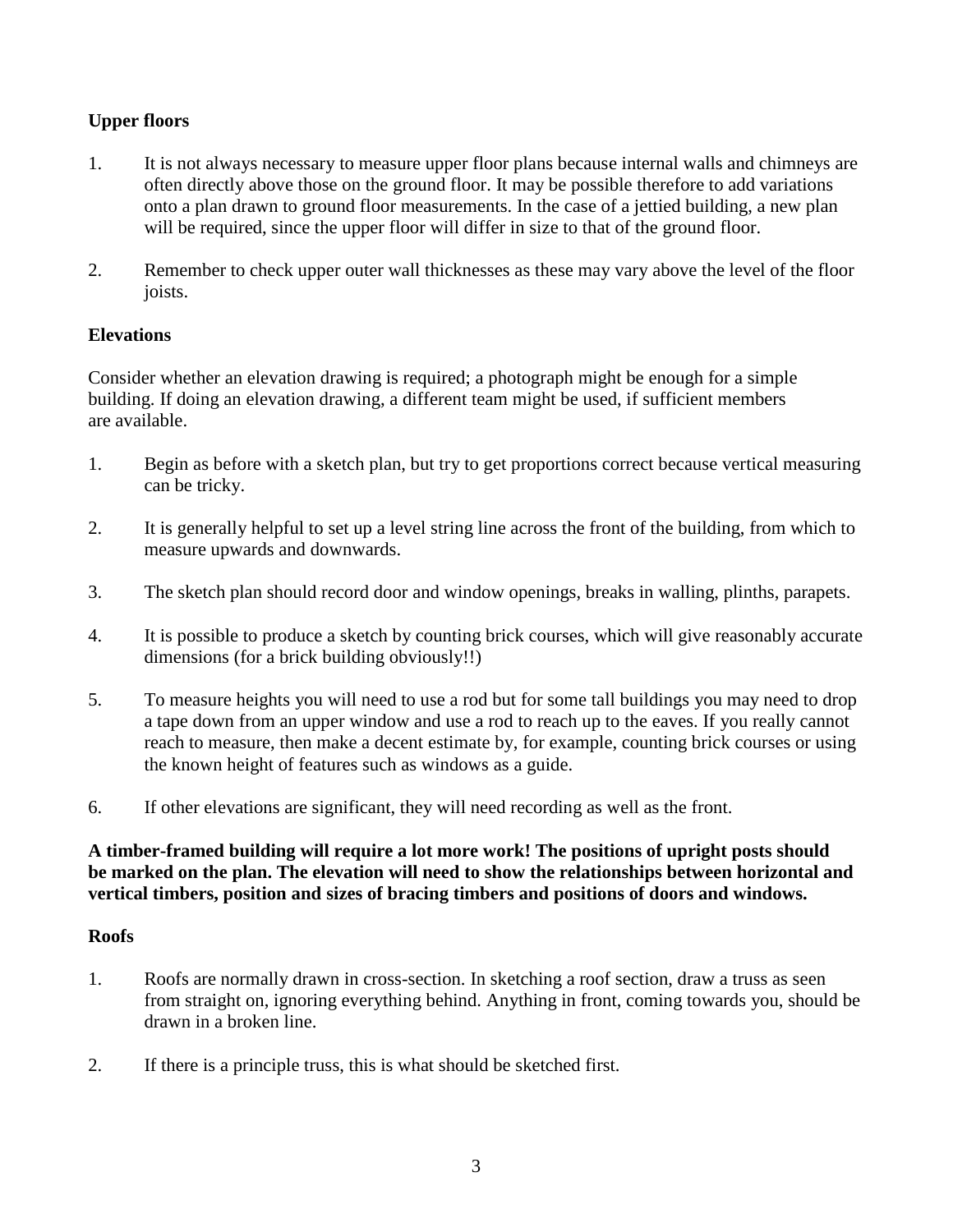**Upper floors**

1. It is not always necessary to measure upper floor plans because internal walls and chimneys are often directly above those on the ground floor. It may be possible therefore to add variations onto a plan drawn to ground floor measurements. In the case of a jettied building, a new plan will be required, since the upper floor will differ in size to that of the ground floor.

2. Remember to check upper outer wall thicknesses as these may vary above the level of the floor joists.

**Elevations**

Consider whether an elevation drawing is required; a photograph might be enough for a simple building. If doing an elevation drawing, a different team might be used, if sufficient members are available.

1. Begin as before with a sketch plan, but try to get proportions correct because vertical measuring can be tricky.

2. It is generally helpful to set up a level string line across the front of the building, from which to measure upwards and downwards.

3. The sketch plan should record door and window openings, breaks in walling, plinths, parapets.

4. It is possible to produce a sketch by counting brick courses, which will give reasonably accurate dimensions (for a brick building obviously!!)

5. To measure heights you will need to use a rod but for some tall buildings you may need to drop a tape down from an upper window and use a rod to reach up to the eaves. If you really cannot reach to measure, then make a decent estimate by, for example, counting brick courses or using the known height of features such as windows as a guide.

6. If other elevations are significant, they will need recording as well as the front.

**A timber-framed building will require a lot more work! The positions of upright posts should be marked on the plan. The elevation will need to show the relationships between horizontal and vertical timbers, position and sizes of bracing timbers and positions of doors and windows.**

**Roofs**

1. Roofs are normally drawn in cross-section. In sketching a roof section, draw a truss as seen from straight on, ignoring everything behind. Anything in front, coming towards you, should be drawn in a broken line.

2. If there is a principle truss, this is what should be sketched first.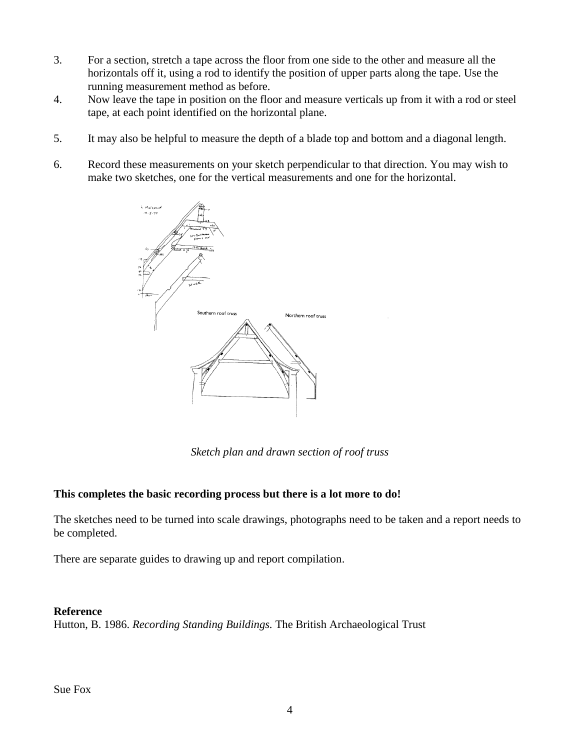3. For a section, stretch a tape across the floor from one side to the other and measure all the horizontals off it, using a rod to identify the position of upper parts along the tape. Use the running measurement method as before.
4. Now leave the tape in position on the floor and measure verticals up from it with a rod or steel tape, at each point identified on the horizontal plane.
5. It may also be helpful to measure the depth of a blade top and bottom and a diagonal length.
6. Record these measurements on your sketch perpendicular to that direction. You may wish to make two sketches, one for the vertical measurements and one for the horizontal.

*Sketch plan and drawn section of roof truss*

**This completes the basic recording process but there is a lot more to do!**

The sketches need to be turned into scale drawings, photographs need to be taken and a report needs to be completed.

There are separate guides to drawing up and report compilation.

**Reference**

Hutton, B. 1986. *Recording Standing Buildings.* The British Archaeological Trust

Sue Fox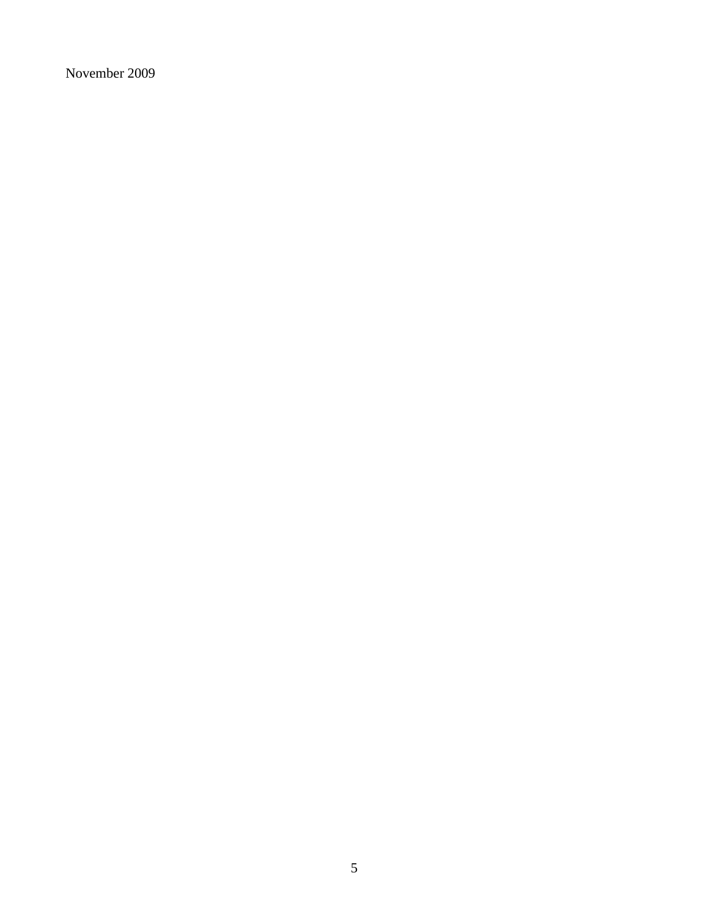November 2009